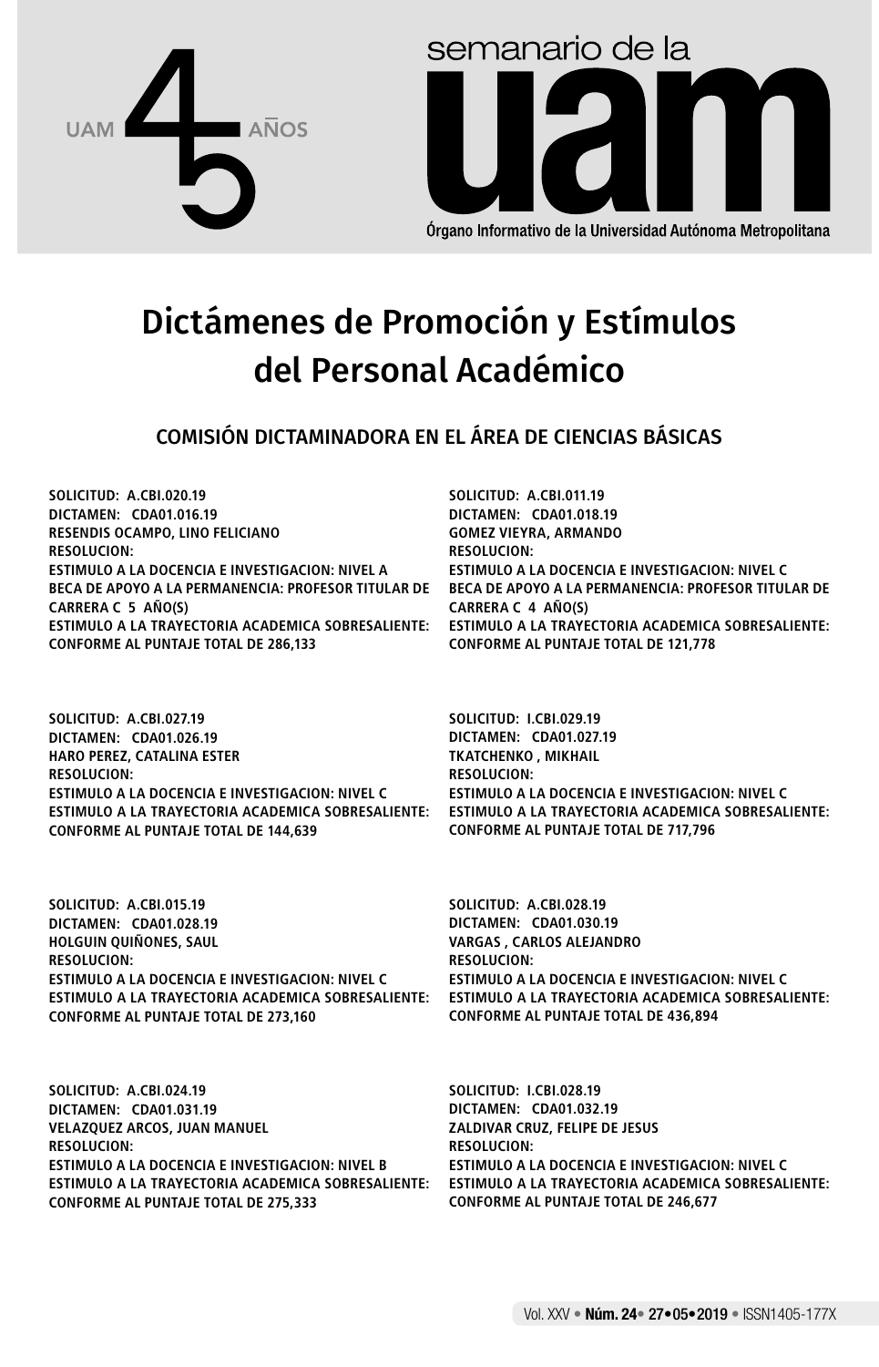# semanario de la uam

Órgano Informativo de la Universidad Autónoma Metropolitana

UAM 45 AÑOS

# Dictámenes de Promoción y Estímulos del Personal Académico

## COMISIÓN DICTAMINADORA EN EL ÁREA DE CIENCIAS BÁSICAS

SOLICITUD: A.CBI.020.19
DICTAMEN: CDA01.016.19
RESENDIS OCAMPO, LINO FELICIANO
RESOLUCION:
ESTIMULO A LA DOCENCIA E INVESTIGACION: NIVEL A
BECA DE APOYO A LA PERMANENCIA: PROFESOR TITULAR DE CARRERA C 5 AÑO(S)
ESTIMULO A LA TRAYECTORIA ACADEMICA SOBRESALIENTE: CONFORME AL PUNTAJE TOTAL DE 286,133

SOLICITUD: A.CBI.027.19
DICTAMEN: CDA01.026.19
HARO PEREZ, CATALINA ESTER
RESOLUCION:
ESTIMULO A LA DOCENCIA E INVESTIGACION: NIVEL C
ESTIMULO A LA TRAYECTORIA ACADEMICA SOBRESALIENTE: CONFORME AL PUNTAJE TOTAL DE 144,639

SOLICITUD: A.CBI.015.19
DICTAMEN: CDA01.028.19
HOLGUIN QUIÑONES, SAUL
RESOLUCION:
ESTIMULO A LA DOCENCIA E INVESTIGACION: NIVEL C
ESTIMULO A LA TRAYECTORIA ACADEMICA SOBRESALIENTE: CONFORME AL PUNTAJE TOTAL DE 273,160

SOLICITUD: A.CBI.024.19
DICTAMEN: CDA01.031.19
VELAZQUEZ ARCOS, JUAN MANUEL
RESOLUCION:
ESTIMULO A LA DOCENCIA E INVESTIGACION: NIVEL B
ESTIMULO A LA TRAYECTORIA ACADEMICA SOBRESALIENTE: CONFORME AL PUNTAJE TOTAL DE 275,333

SOLICITUD: A.CBI.011.19
DICTAMEN: CDA01.018.19
GOMEZ VIEYRA, ARMANDO
RESOLUCION:
ESTIMULO A LA DOCENCIA E INVESTIGACION: NIVEL C
BECA DE APOYO A LA PERMANENCIA: PROFESOR TITULAR DE CARRERA C 4 AÑO(S)
ESTIMULO A LA TRAYECTORIA ACADEMICA SOBRESALIENTE: CONFORME AL PUNTAJE TOTAL DE 121,778

SOLICITUD: I.CBI.029.19
DICTAMEN: CDA01.027.19
TKATCHENKO , MIKHAIL
RESOLUCION:
ESTIMULO A LA DOCENCIA E INVESTIGACION: NIVEL C
ESTIMULO A LA TRAYECTORIA ACADEMICA SOBRESALIENTE: CONFORME AL PUNTAJE TOTAL DE 717,796

SOLICITUD: A.CBI.028.19
DICTAMEN: CDA01.030.19
VARGAS , CARLOS ALEJANDRO
RESOLUCION:
ESTIMULO A LA DOCENCIA E INVESTIGACION: NIVEL C
ESTIMULO A LA TRAYECTORIA ACADEMICA SOBRESALIENTE: CONFORME AL PUNTAJE TOTAL DE 436,894

SOLICITUD: I.CBI.028.19
DICTAMEN: CDA01.032.19
ZALDIVAR CRUZ, FELIPE DE JESUS
RESOLUCION:
ESTIMULO A LA DOCENCIA E INVESTIGACION: NIVEL C
ESTIMULO A LA TRAYECTORIA ACADEMICA SOBRESALIENTE: CONFORME AL PUNTAJE TOTAL DE 246,677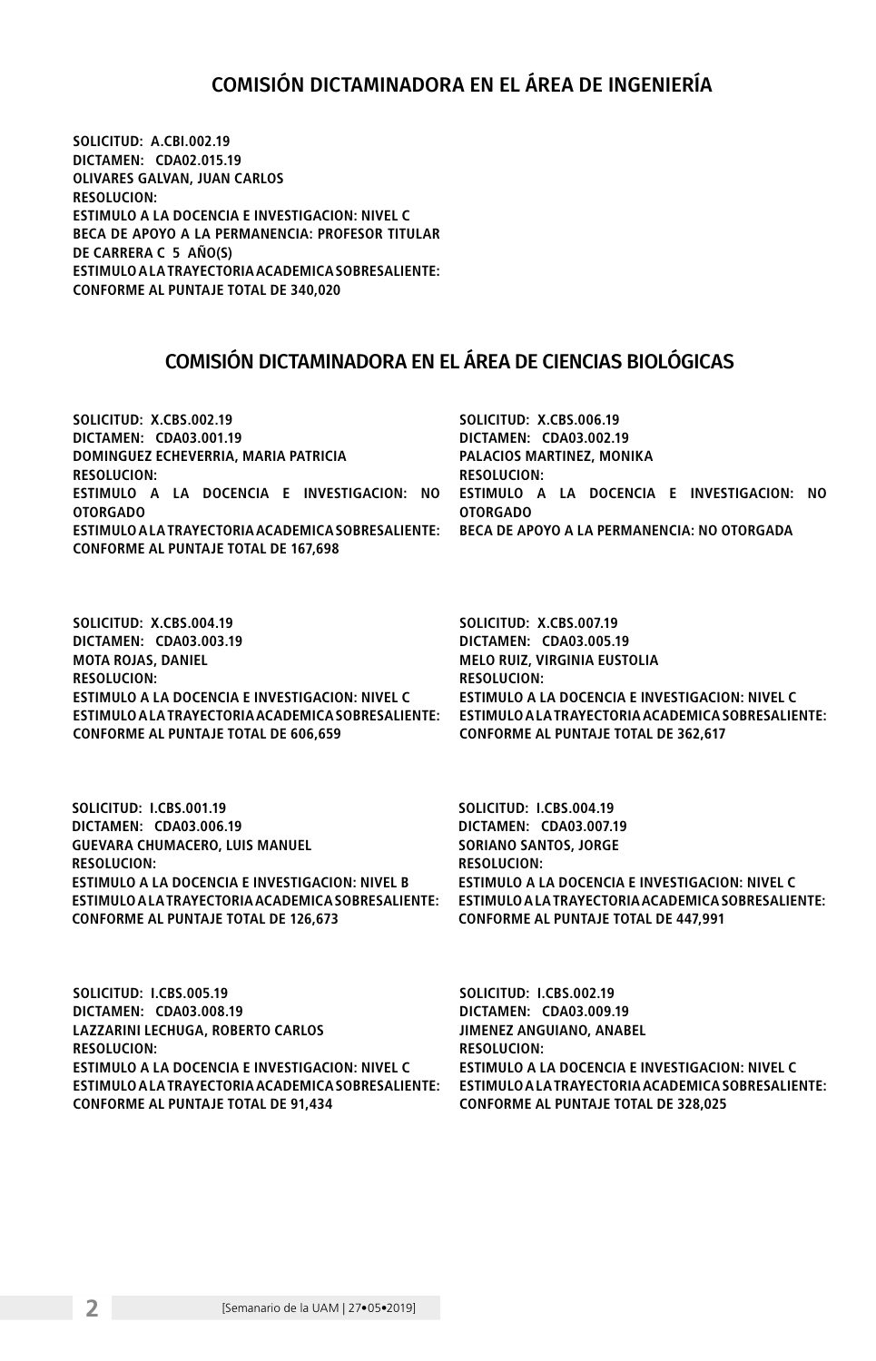## COMISIÓN DICTAMINADORA EN EL ÁREA DE INGENIERÍA

**SOLICITUD: A.CBI.002.19**
**DICTAMEN: CDA02.015.19**
**OLIVARES GALVAN, JUAN CARLOS**
**RESOLUCION:**
**ESTIMULO A LA DOCENCIA E INVESTIGACION: NIVEL C**
**BECA DE APOYO A LA PERMANENCIA: PROFESOR TITULAR DE CARRERA C 5 AÑO(S)**
**ESTIMULO A LA TRAYECTORIA ACADEMICA SOBRESALIENTE: CONFORME AL PUNTAJE TOTAL DE 340,020**

## COMISIÓN DICTAMINADORA EN EL ÁREA DE CIENCIAS BIOLÓGICAS

**SOLICITUD: X.CBS.002.19**
**DICTAMEN: CDA03.001.19**
**DOMINGUEZ ECHEVERRIA, MARIA PATRICIA**
**RESOLUCION:**
**ESTIMULO A LA DOCENCIA E INVESTIGACION: NO OTORGADO**
**ESTIMULO A LA TRAYECTORIA ACADEMICA SOBRESALIENTE: CONFORME AL PUNTAJE TOTAL DE 167,698**

**SOLICITUD: X.CBS.006.19**
**DICTAMEN: CDA03.002.19**
**PALACIOS MARTINEZ, MONIKA**
**RESOLUCION:**
**ESTIMULO A LA DOCENCIA E INVESTIGACION: NO OTORGADO**
**BECA DE APOYO A LA PERMANENCIA: NO OTORGADA**

**SOLICITUD: X.CBS.004.19**
**DICTAMEN: CDA03.003.19**
**MOTA ROJAS, DANIEL**
**RESOLUCION:**
**ESTIMULO A LA DOCENCIA E INVESTIGACION: NIVEL C**
**ESTIMULO A LA TRAYECTORIA ACADEMICA SOBRESALIENTE: CONFORME AL PUNTAJE TOTAL DE 606,659**

**SOLICITUD: X.CBS.007.19**
**DICTAMEN: CDA03.005.19**
**MELO RUIZ, VIRGINIA EUSTOLIA**
**RESOLUCION:**
**ESTIMULO A LA DOCENCIA E INVESTIGACION: NIVEL C**
**ESTIMULO A LA TRAYECTORIA ACADEMICA SOBRESALIENTE: CONFORME AL PUNTAJE TOTAL DE 362,617**

**SOLICITUD: I.CBS.001.19**
**DICTAMEN: CDA03.006.19**
**GUEVARA CHUMACERO, LUIS MANUEL**
**RESOLUCION:**
**ESTIMULO A LA DOCENCIA E INVESTIGACION: NIVEL B**
**ESTIMULO A LA TRAYECTORIA ACADEMICA SOBRESALIENTE: CONFORME AL PUNTAJE TOTAL DE 126,673**

**SOLICITUD: I.CBS.004.19**
**DICTAMEN: CDA03.007.19**
**SORIANO SANTOS, JORGE**
**RESOLUCION:**
**ESTIMULO A LA DOCENCIA E INVESTIGACION: NIVEL C**
**ESTIMULO A LA TRAYECTORIA ACADEMICA SOBRESALIENTE: CONFORME AL PUNTAJE TOTAL DE 447,991**

**SOLICITUD: I.CBS.005.19**
**DICTAMEN: CDA03.008.19**
**LAZZARINI LECHUGA, ROBERTO CARLOS**
**RESOLUCION:**
**ESTIMULO A LA DOCENCIA E INVESTIGACION: NIVEL C**
**ESTIMULO A LA TRAYECTORIA ACADEMICA SOBRESALIENTE: CONFORME AL PUNTAJE TOTAL DE 91,434**

**SOLICITUD: I.CBS.002.19**
**DICTAMEN: CDA03.009.19**
**JIMENEZ ANGUIANO, ANABEL**
**RESOLUCION:**
**ESTIMULO A LA DOCENCIA E INVESTIGACION: NIVEL C**
**ESTIMULO A LA TRAYECTORIA ACADEMICA SOBRESALIENTE: CONFORME AL PUNTAJE TOTAL DE 328,025**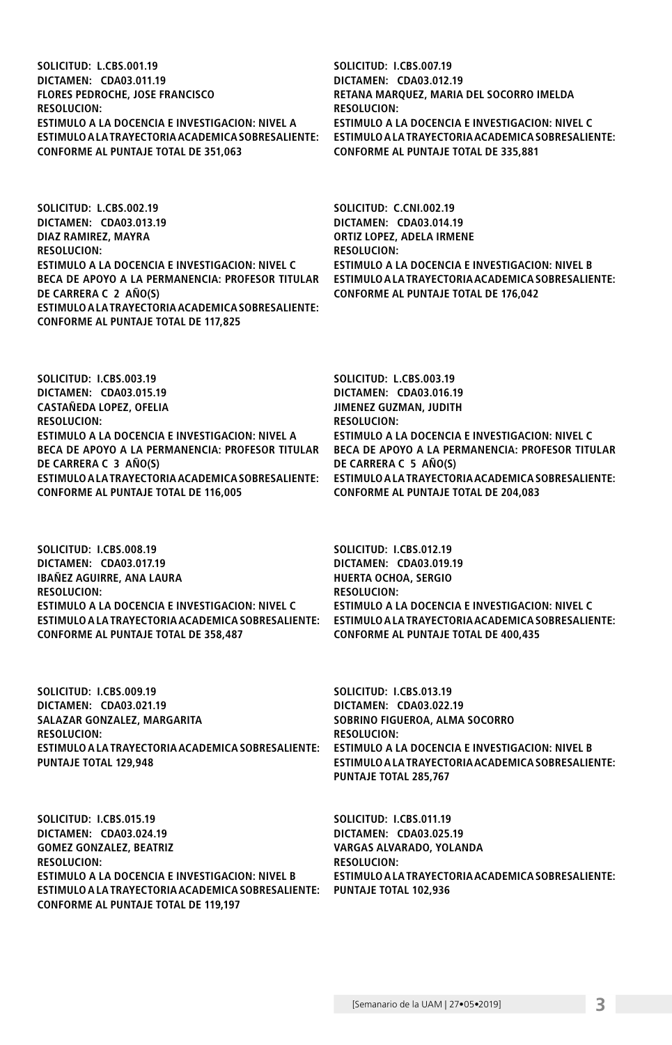SOLICITUD: L.CBS.001.19
DICTAMEN: CDA03.011.19
FLORES PEDROCHE, JOSE FRANCISCO
RESOLUCION:
ESTIMULO A LA DOCENCIA E INVESTIGACION: NIVEL A
ESTIMULO A LA TRAYECTORIA ACADEMICA SOBRESALIENTE:
CONFORME AL PUNTAJE TOTAL DE 351,063

SOLICITUD: L.CBS.002.19
DICTAMEN: CDA03.013.19
DIAZ RAMIREZ, MAYRA
RESOLUCION:
ESTIMULO A LA DOCENCIA E INVESTIGACION: NIVEL C
BECA DE APOYO A LA PERMANENCIA: PROFESOR TITULAR DE CARRERA C 2 AÑO(S)
ESTIMULO A LA TRAYECTORIA ACADEMICA SOBRESALIENTE:
CONFORME AL PUNTAJE TOTAL DE 117,825

SOLICITUD: I.CBS.003.19
DICTAMEN: CDA03.015.19
CASTAÑEDA LOPEZ, OFELIA
RESOLUCION:
ESTIMULO A LA DOCENCIA E INVESTIGACION: NIVEL A
BECA DE APOYO A LA PERMANENCIA: PROFESOR TITULAR DE CARRERA C 3 AÑO(S)
ESTIMULO A LA TRAYECTORIA ACADEMICA SOBRESALIENTE:
CONFORME AL PUNTAJE TOTAL DE 116,005

SOLICITUD: I.CBS.008.19
DICTAMEN: CDA03.017.19
IBAÑEZ AGUIRRE, ANA LAURA
RESOLUCION:
ESTIMULO A LA DOCENCIA E INVESTIGACION: NIVEL C
ESTIMULO A LA TRAYECTORIA ACADEMICA SOBRESALIENTE:
CONFORME AL PUNTAJE TOTAL DE 358,487

SOLICITUD: I.CBS.009.19
DICTAMEN: CDA03.021.19
SALAZAR GONZALEZ, MARGARITA
RESOLUCION:
ESTIMULO A LA TRAYECTORIA ACADEMICA SOBRESALIENTE:
PUNTAJE TOTAL 129,948

SOLICITUD: I.CBS.015.19
DICTAMEN: CDA03.024.19
GOMEZ GONZALEZ, BEATRIZ
RESOLUCION:
ESTIMULO A LA DOCENCIA E INVESTIGACION: NIVEL B
ESTIMULO A LA TRAYECTORIA ACADEMICA SOBRESALIENTE:
CONFORME AL PUNTAJE TOTAL DE 119,197

SOLICITUD: I.CBS.007.19
DICTAMEN: CDA03.012.19
RETANA MARQUEZ, MARIA DEL SOCORRO IMELDA
RESOLUCION:
ESTIMULO A LA DOCENCIA E INVESTIGACION: NIVEL C
ESTIMULO A LA TRAYECTORIA ACADEMICA SOBRESALIENTE:
CONFORME AL PUNTAJE TOTAL DE 335,881

SOLICITUD: C.CNI.002.19
DICTAMEN: CDA03.014.19
ORTIZ LOPEZ, ADELA IRMENE
RESOLUCION:
ESTIMULO A LA DOCENCIA E INVESTIGACION: NIVEL B
ESTIMULO A LA TRAYECTORIA ACADEMICA SOBRESALIENTE:
CONFORME AL PUNTAJE TOTAL DE 176,042

SOLICITUD: L.CBS.003.19
DICTAMEN: CDA03.016.19
JIMENEZ GUZMAN, JUDITH
RESOLUCION:
ESTIMULO A LA DOCENCIA E INVESTIGACION: NIVEL C
BECA DE APOYO A LA PERMANENCIA: PROFESOR TITULAR DE CARRERA C 5 AÑO(S)
ESTIMULO A LA TRAYECTORIA ACADEMICA SOBRESALIENTE:
CONFORME AL PUNTAJE TOTAL DE 204,083

SOLICITUD: I.CBS.012.19
DICTAMEN: CDA03.019.19
HUERTA OCHOA, SERGIO
RESOLUCION:
ESTIMULO A LA DOCENCIA E INVESTIGACION: NIVEL C
ESTIMULO A LA TRAYECTORIA ACADEMICA SOBRESALIENTE:
CONFORME AL PUNTAJE TOTAL DE 400,435

SOLICITUD: I.CBS.013.19
DICTAMEN: CDA03.022.19
SOBRINO FIGUEROA, ALMA SOCORRO
RESOLUCION:
ESTIMULO A LA DOCENCIA E INVESTIGACION: NIVEL B
ESTIMULO A LA TRAYECTORIA ACADEMICA SOBRESALIENTE:
PUNTAJE TOTAL 285,767

SOLICITUD: I.CBS.011.19
DICTAMEN: CDA03.025.19
VARGAS ALVARADO, YOLANDA
RESOLUCION:
ESTIMULO A LA TRAYECTORIA ACADEMICA SOBRESALIENTE:
PUNTAJE TOTAL 102,936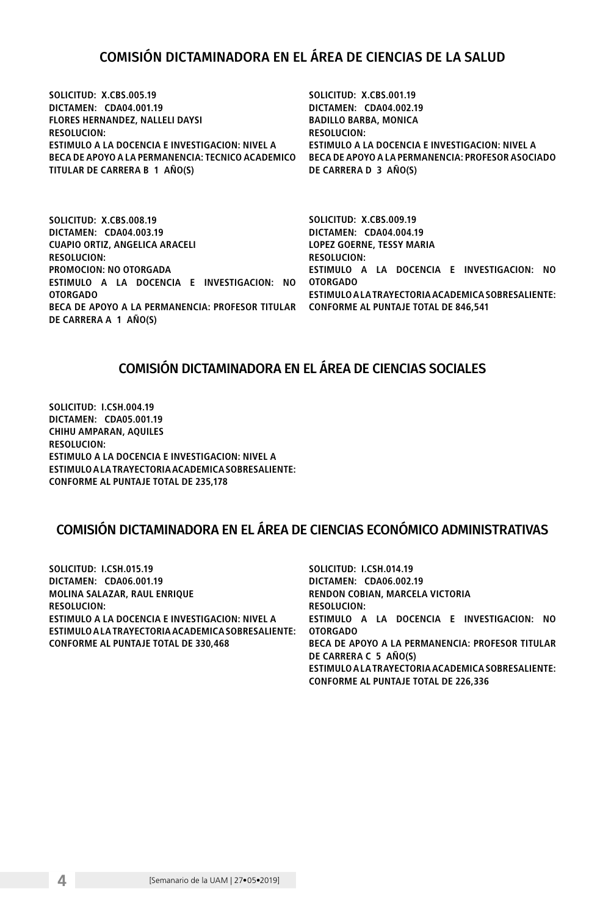## COMISIÓN DICTAMINADORA EN EL ÁREA DE CIENCIAS DE LA SALUD

**SOLICITUD: X.CBS.005.19**
**DICTAMEN: CDA04.001.19**
**FLORES HERNANDEZ, NALLELI DAYSI**
**RESOLUCION:**
**ESTIMULO A LA DOCENCIA E INVESTIGACION: NIVEL A**
**BECA DE APOYO A LA PERMANENCIA: TECNICO ACADEMICO TITULAR DE CARRERA B 1 AÑO(S)**

**SOLICITUD: X.CBS.001.19**
**DICTAMEN: CDA04.002.19**
**BADILLO BARBA, MONICA**
**RESOLUCION:**
**ESTIMULO A LA DOCENCIA E INVESTIGACION: NIVEL A**
**BECA DE APOYO A LA PERMANENCIA: PROFESOR ASOCIADO DE CARRERA D 3 AÑO(S)**

**SOLICITUD: X.CBS.008.19**
**DICTAMEN: CDA04.003.19**
**CUAPIO ORTIZ, ANGELICA ARACELI**
**RESOLUCION:**
**PROMOCION: NO OTORGADA**
**ESTIMULO A LA DOCENCIA E INVESTIGACION: NO OTORGADO**
**BECA DE APOYO A LA PERMANENCIA: PROFESOR TITULAR DE CARRERA A 1 AÑO(S)**

**SOLICITUD: X.CBS.009.19**
**DICTAMEN: CDA04.004.19**
**LOPEZ GOERNE, TESSY MARIA**
**RESOLUCION:**
**ESTIMULO A LA DOCENCIA E INVESTIGACION: NO OTORGADO**
**ESTIMULO A LA TRAYECTORIA ACADEMICA SOBRESALIENTE: CONFORME AL PUNTAJE TOTAL DE 846,541**

## COMISIÓN DICTAMINADORA EN EL ÁREA DE CIENCIAS SOCIALES

**SOLICITUD: I.CSH.004.19**
**DICTAMEN: CDA05.001.19**
**CHIHU AMPARAN, AQUILES**
**RESOLUCION:**
**ESTIMULO A LA DOCENCIA E INVESTIGACION: NIVEL A**
**ESTIMULO A LA TRAYECTORIA ACADEMICA SOBRESALIENTE: CONFORME AL PUNTAJE TOTAL DE 235,178**

## COMISIÓN DICTAMINADORA EN EL ÁREA DE CIENCIAS ECONÓMICO ADMINISTRATIVAS

**SOLICITUD: I.CSH.015.19**
**DICTAMEN: CDA06.001.19**
**MOLINA SALAZAR, RAUL ENRIQUE**
**RESOLUCION:**
**ESTIMULO A LA DOCENCIA E INVESTIGACION: NIVEL A**
**ESTIMULO A LA TRAYECTORIA ACADEMICA SOBRESALIENTE: CONFORME AL PUNTAJE TOTAL DE 330,468**

**SOLICITUD: I.CSH.014.19**
**DICTAMEN: CDA06.002.19**
**RENDON COBIAN, MARCELA VICTORIA**
**RESOLUCION:**
**ESTIMULO A LA DOCENCIA E INVESTIGACION: NO OTORGADO**
**BECA DE APOYO A LA PERMANENCIA: PROFESOR TITULAR DE CARRERA C 5 AÑO(S)**
**ESTIMULO A LA TRAYECTORIA ACADEMICA SOBRESALIENTE: CONFORME AL PUNTAJE TOTAL DE 226,336**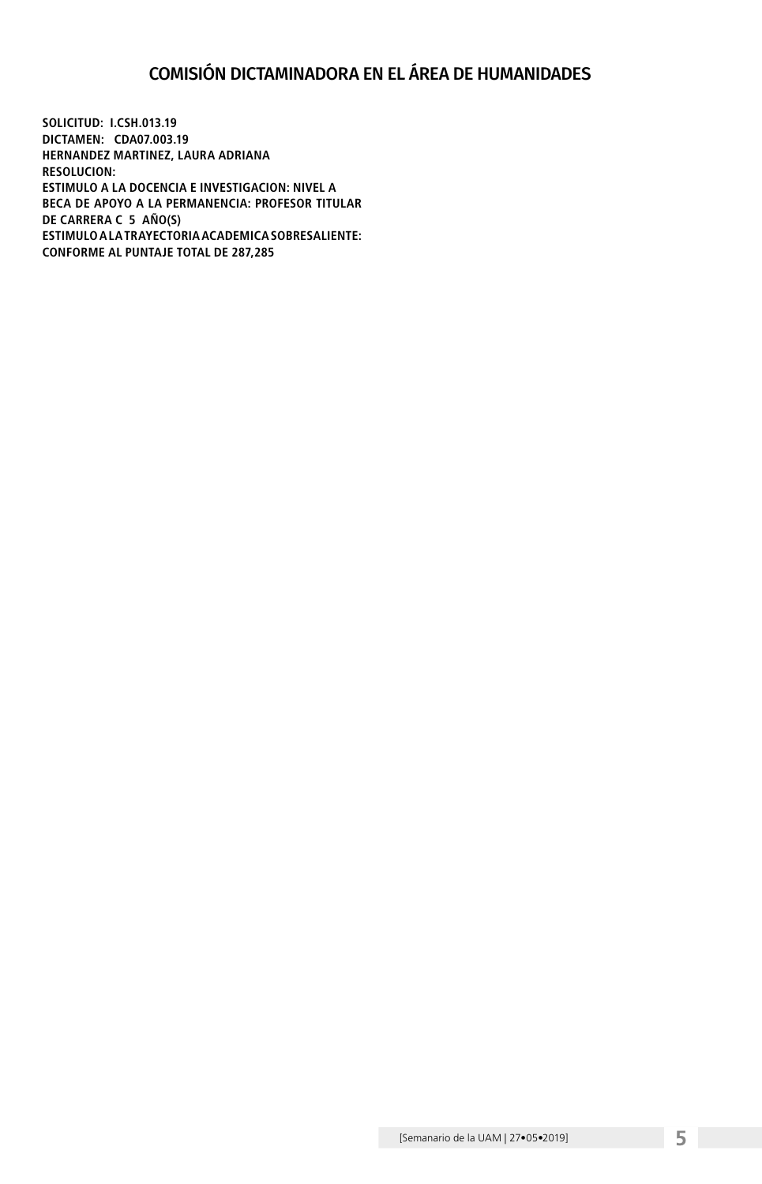## COMISIÓN DICTAMINADORA EN EL ÁREA DE HUMANIDADES

**SOLICITUD: I.CSH.013.19**
**DICTAMEN: CDA07.003.19**
**HERNANDEZ MARTINEZ, LAURA ADRIANA**
**RESOLUCION:**
**ESTIMULO A LA DOCENCIA E INVESTIGACION: NIVEL A**
**BECA DE APOYO A LA PERMANENCIA: PROFESOR TITULAR DE CARRERA C 5 AÑO(S)**
**ESTIMULO A LA TRAYECTORIA ACADEMICA SOBRESALIENTE: CONFORME AL PUNTAJE TOTAL DE 287,285**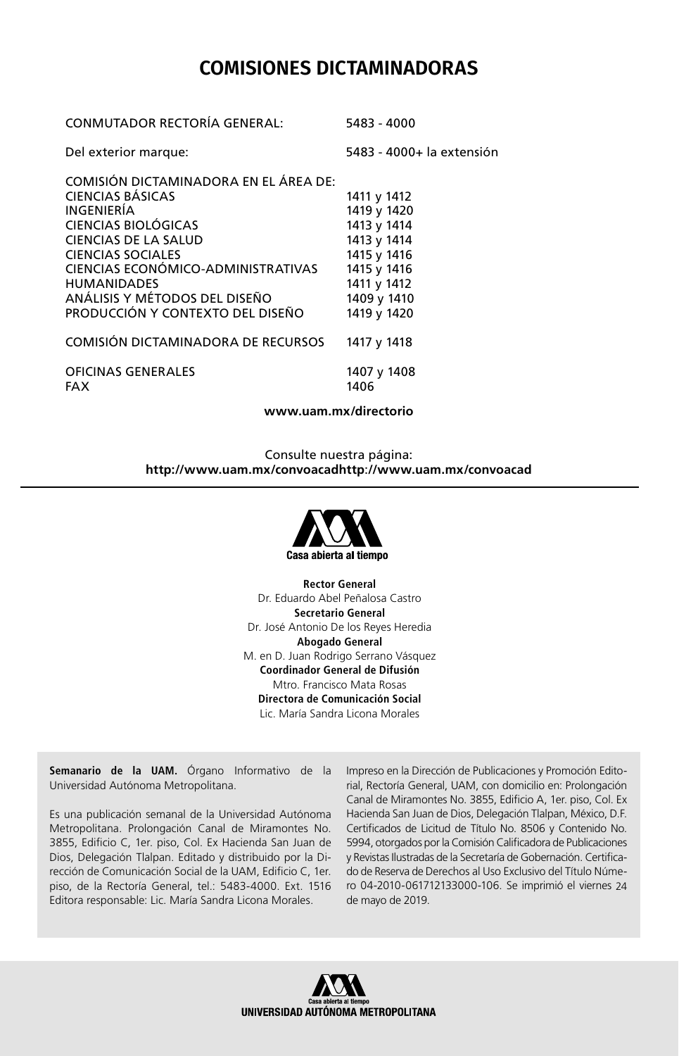# COMISIONES DICTAMINADORAS

| | |
|---|---|
| CONMUTADOR RECTORÍA GENERAL: | 5483 - 4000 |
| Del exterior marque: | 5483 - 4000+ la extensión |
| COMISIÓN DICTAMINADORA EN EL ÁREA DE: | |
| CIENCIAS BÁSICAS | 1411 y 1412 |
| INGENIERÍA | 1419 y 1420 |
| CIENCIAS BIOLÓGICAS | 1413 y 1414 |
| CIENCIAS DE LA SALUD | 1413 y 1414 |
| CIENCIAS SOCIALES | 1415 y 1416 |
| CIENCIAS ECONÓMICO-ADMINISTRATIVAS | 1415 y 1416 |
| HUMANIDADES | 1411 y 1412 |
| ANÁLISIS Y MÉTODOS DEL DISEÑO | 1409 y 1410 |
| PRODUCCIÓN Y CONTEXTO DEL DISEÑO | 1419 y 1420 |
| COMISIÓN DICTAMINADORA DE RECURSOS | 1417 y 1418 |
| OFICINAS GENERALES | 1407 y 1408 |
| FAX | 1406 |

**www.uam.mx/directorio**

Consulte nuestra página:
**http://www.uam.mx/convoacadhttp://www.uam.mx/convoacad**

Casa abierta al tiempo

**Rector General**
Dr. Eduardo Abel Peñalosa Castro
**Secretario General**
Dr. José Antonio De los Reyes Heredia
**Abogado General**
M. en D. Juan Rodrigo Serrano Vásquez
**Coordinador General de Difusión**
Mtro. Francisco Mata Rosas
**Directora de Comunicación Social**
Lic. María Sandra Licona Morales

**Semanario de la UAM.** Órgano Informativo de la Universidad Autónoma Metropolitana.

Es una publicación semanal de la Universidad Autónoma Metropolitana. Prolongación Canal de Miramontes No. 3855, Edificio C, 1er. piso, Col. Ex Hacienda San Juan de Dios, Delegación Tlalpan. Editado y distribuido por la Dirección de Comunicación Social de la UAM, Edificio C, 1er. piso, de la Rectoría General, tel.: 5483-4000. Ext. 1516 Editora responsable: Lic. María Sandra Licona Morales.

Impreso en la Dirección de Publicaciones y Promoción Editorial, Rectoría General, UAM, con domicilio en: Prolongación Canal de Miramontes No. 3855, Edificio A, 1er. piso, Col. Ex Hacienda San Juan de Dios, Delegación Tlalpan, México, D.F. Certificados de Licitud de Título No. 8506 y Contenido No. 5994, otorgados por la Comisión Calificadora de Publicaciones y Revistas Ilustradas de la Secretaría de Gobernación. Certificado de Reserva de Derechos al Uso Exclusivo del Título Número 04-2010-061712133000-106. Se imprimió el viernes 24 de mayo de 2019.

Casa abierta al tiempo
UNIVERSIDAD AUTÓNOMA METROPOLITANA